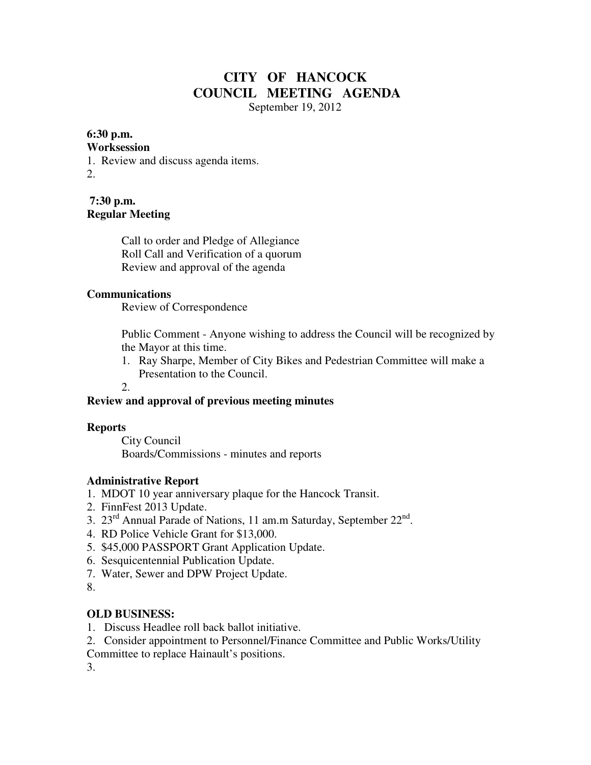# CITY OF HANCOCK
# COUNCIL MEETING AGENDA

September 19, 2012

**6:30 p.m.**
**Worksession**

1. Review and discuss agenda items.
2.

**7:30 p.m.**
**Regular Meeting**

Call to order and Pledge of Allegiance
Roll Call and Verification of a quorum
Review and approval of the agenda

**Communications**

Review of Correspondence

Public Comment - Anyone wishing to address the Council will be recognized by the Mayor at this time.

1. Ray Sharpe, Member of City Bikes and Pedestrian Committee will make a Presentation to the Council.
2.

**Review and approval of previous meeting minutes**

**Reports**

City Council
Boards/Commissions - minutes and reports

**Administrative Report**

1. MDOT 10 year anniversary plaque for the Hancock Transit.
2. FinnFest 2013 Update.
3. 23rd Annual Parade of Nations, 11 am.m Saturday, September 22nd.
4. RD Police Vehicle Grant for $13,000.
5. $45,000 PASSPORT Grant Application Update.
6. Sesquicentennial Publication Update.
7. Water, Sewer and DPW Project Update.
8.

**OLD BUSINESS:**

1. Discuss Headlee roll back ballot initiative.
2. Consider appointment to Personnel/Finance Committee and Public Works/Utility Committee to replace Hainault's positions.
3.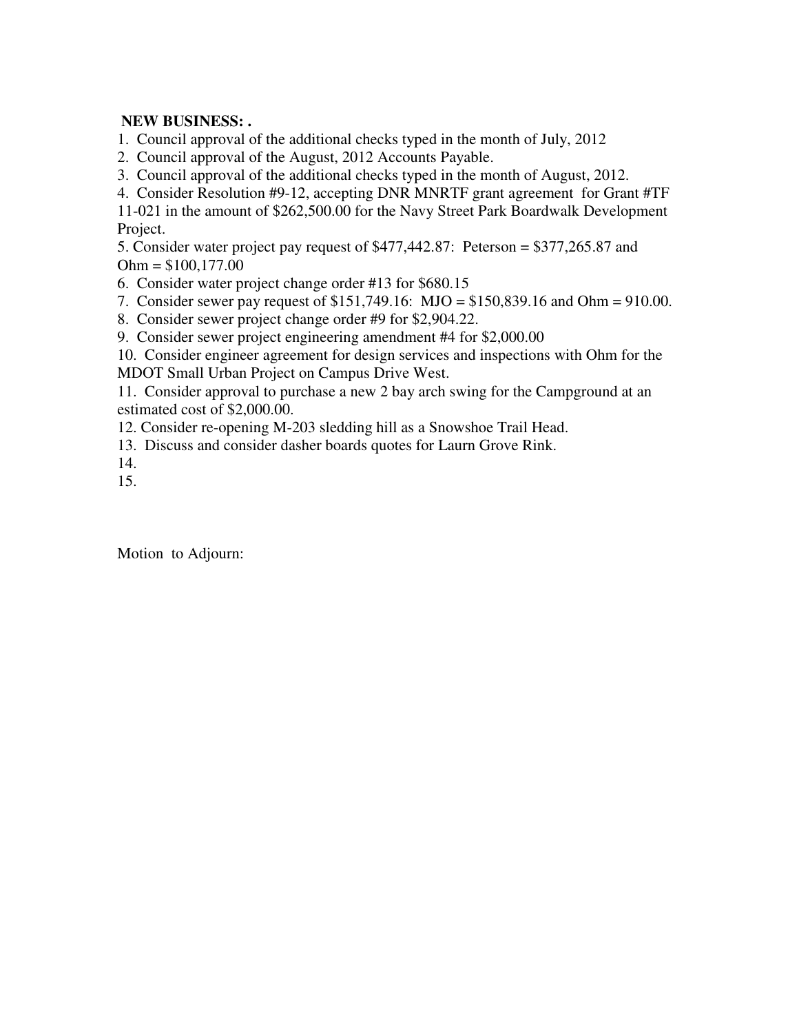**NEW BUSINESS: .**

1. Council approval of the additional checks typed in the month of July, 2012
2. Council approval of the August, 2012 Accounts Payable.
3. Council approval of the additional checks typed in the month of August, 2012.
4. Consider Resolution #9-12, accepting DNR MNRTF grant agreement for Grant #TF 11-021 in the amount of $262,500.00 for the Navy Street Park Boardwalk Development Project.
5. Consider water project pay request of $477,442.87: Peterson = $377,265.87 and Ohm = $100,177.00
6. Consider water project change order #13 for $680.15
7. Consider sewer pay request of $151,749.16: MJO = $150,839.16 and Ohm = 910.00.
8. Consider sewer project change order #9 for $2,904.22.
9. Consider sewer project engineering amendment #4 for $2,000.00
10. Consider engineer agreement for design services and inspections with Ohm for the MDOT Small Urban Project on Campus Drive West.
11. Consider approval to purchase a new 2 bay arch swing for the Campground at an estimated cost of $2,000.00.
12. Consider re-opening M-203 sledding hill as a Snowshoe Trail Head.
13. Discuss and consider dasher boards quotes for Laurn Grove Rink.
14. 
15. 

Motion to Adjourn: